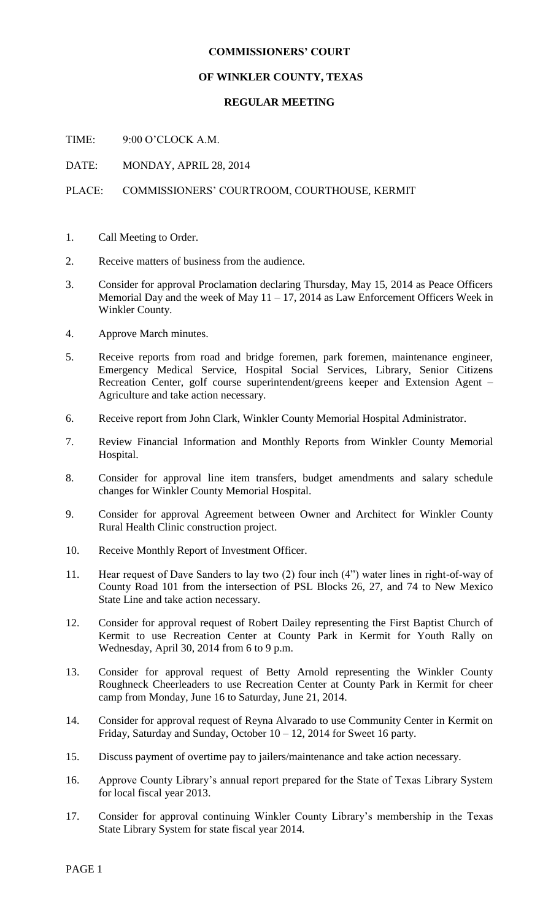# COMMISSIONERS' COURT

## OF WINKLER COUNTY, TEXAS

### REGULAR MEETING

TIME: 9:00 O'CLOCK A.M.

DATE: MONDAY, APRIL 28, 2014

PLACE: COMMISSIONERS' COURTROOM, COURTHOUSE, KERMIT

1. Call Meeting to Order.

2. Receive matters of business from the audience.

3. Consider for approval Proclamation declaring Thursday, May 15, 2014 as Peace Officers Memorial Day and the week of May 11 – 17, 2014 as Law Enforcement Officers Week in Winkler County.

4. Approve March minutes.

5. Receive reports from road and bridge foremen, park foremen, maintenance engineer, Emergency Medical Service, Hospital Social Services, Library, Senior Citizens Recreation Center, golf course superintendent/greens keeper and Extension Agent – Agriculture and take action necessary.

6. Receive report from John Clark, Winkler County Memorial Hospital Administrator.

7. Review Financial Information and Monthly Reports from Winkler County Memorial Hospital.

8. Consider for approval line item transfers, budget amendments and salary schedule changes for Winkler County Memorial Hospital.

9. Consider for approval Agreement between Owner and Architect for Winkler County Rural Health Clinic construction project.

10. Receive Monthly Report of Investment Officer.

11. Hear request of Dave Sanders to lay two (2) four inch (4") water lines in right-of-way of County Road 101 from the intersection of PSL Blocks 26, 27, and 74 to New Mexico State Line and take action necessary.

12. Consider for approval request of Robert Dailey representing the First Baptist Church of Kermit to use Recreation Center at County Park in Kermit for Youth Rally on Wednesday, April 30, 2014 from 6 to 9 p.m.

13. Consider for approval request of Betty Arnold representing the Winkler County Roughneck Cheerleaders to use Recreation Center at County Park in Kermit for cheer camp from Monday, June 16 to Saturday, June 21, 2014.

14. Consider for approval request of Reyna Alvarado to use Community Center in Kermit on Friday, Saturday and Sunday, October 10 – 12, 2014 for Sweet 16 party.

15. Discuss payment of overtime pay to jailers/maintenance and take action necessary.

16. Approve County Library's annual report prepared for the State of Texas Library System for local fiscal year 2013.

17. Consider for approval continuing Winkler County Library's membership in the Texas State Library System for state fiscal year 2014.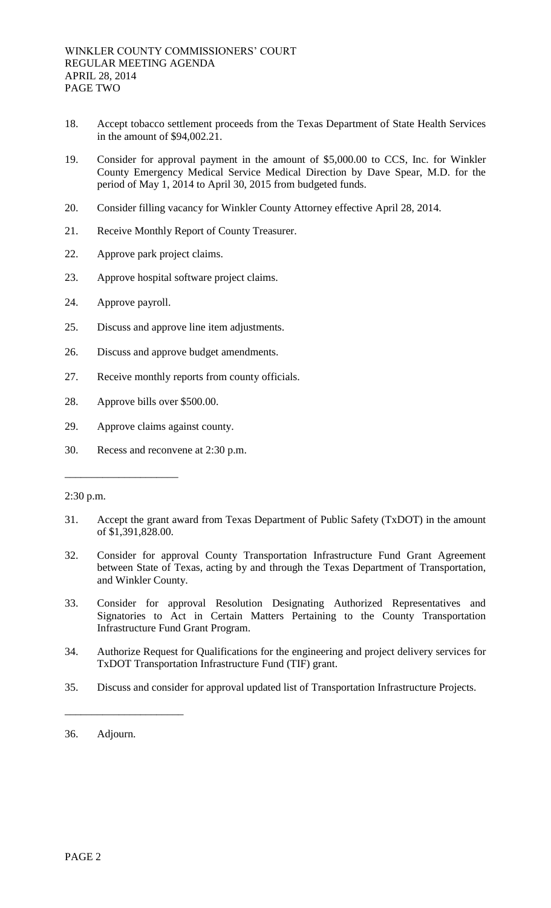18. Accept tobacco settlement proceeds from the Texas Department of State Health Services in the amount of $94,002.21.

19. Consider for approval payment in the amount of $5,000.00 to CCS, Inc. for Winkler County Emergency Medical Service Medical Direction by Dave Spear, M.D. for the period of May 1, 2014 to April 30, 2015 from budgeted funds.

20. Consider filling vacancy for Winkler County Attorney effective April 28, 2014.

21. Receive Monthly Report of County Treasurer.

22. Approve park project claims.

23. Approve hospital software project claims.

24. Approve payroll.

25. Discuss and approve line item adjustments.

26. Discuss and approve budget amendments.

27. Receive monthly reports from county officials.

28. Approve bills over $500.00.

29. Approve claims against county.

30. Recess and reconvene at 2:30 p.m.

---

2:30 p.m.

31. Accept the grant award from Texas Department of Public Safety (TxDOT) in the amount of $1,391,828.00.

32. Consider for approval County Transportation Infrastructure Fund Grant Agreement between State of Texas, acting by and through the Texas Department of Transportation, and Winkler County.

33. Consider for approval Resolution Designating Authorized Representatives and Signatories to Act in Certain Matters Pertaining to the County Transportation Infrastructure Fund Grant Program.

34. Authorize Request for Qualifications for the engineering and project delivery services for TxDOT Transportation Infrastructure Fund (TIF) grant.

35. Discuss and consider for approval updated list of Transportation Infrastructure Projects.

---

36. Adjourn.